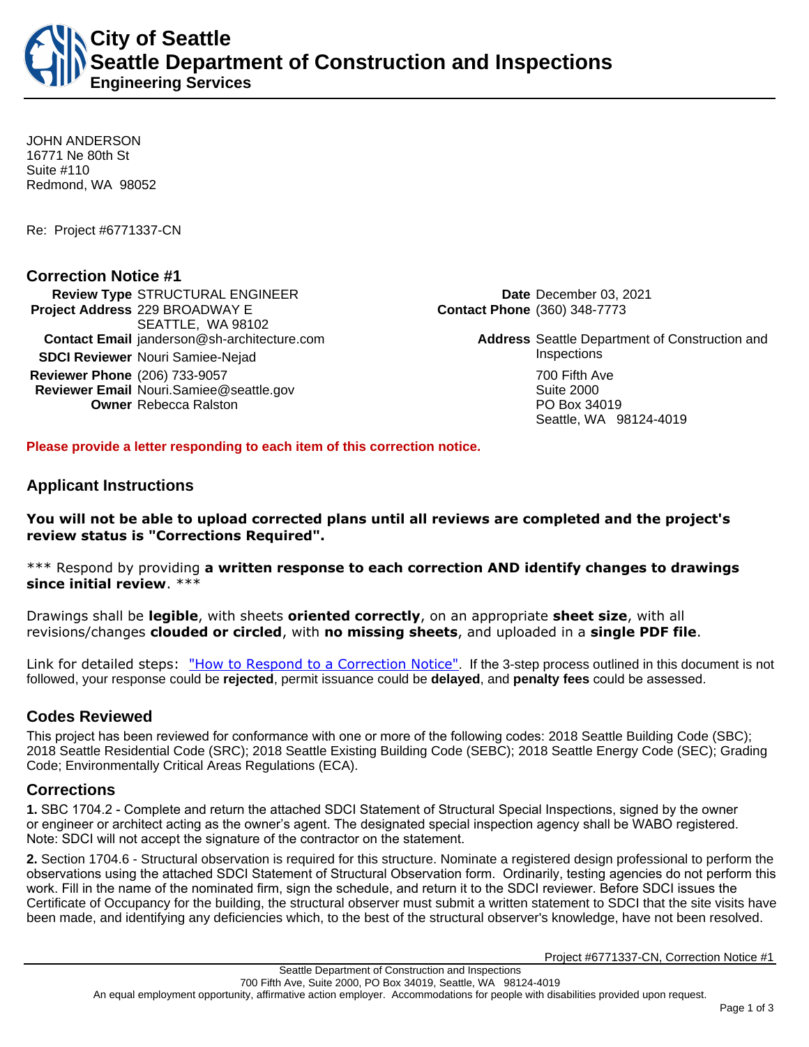# City of Seattle
## Seattle Department of Construction and Inspections
### Engineering Services

JOHN ANDERSON
16771 Ne 80th St
Suite #110
Redmond, WA 98052

Re: Project #6771337-CN

## Correction Notice #1

**Review Type** STRUCTURAL ENGINEER
**Project Address** 229 BROADWAY E
SEATTLE, WA 98102
**Contact Email** janderson@sh-architecture.com
**SDCI Reviewer** Nouri Samiee-Nejad
**Reviewer Phone** (206) 733-9057
**Reviewer Email** Nouri.Samiee@seattle.gov
**Owner** Rebecca Ralston

**Date** December 03, 2021
**Contact Phone** (360) 348-7773
**Address** Seattle Department of Construction and Inspections
700 Fifth Ave
Suite 2000
PO Box 34019
Seattle, WA 98124-4019

**Please provide a letter responding to each item of this correction notice.**

## Applicant Instructions

**You will not be able to upload corrected plans until all reviews are completed and the project's review status is "Corrections Required".**

*** Respond by providing **a written response to each correction AND identify changes to drawings since initial review**. ***

Drawings shall be **legible**, with sheets **oriented correctly**, on an appropriate **sheet size**, with all revisions/changes **clouded or circled**, with **no missing sheets**, and uploaded in a **single PDF file**.

Link for detailed steps: "How to Respond to a Correction Notice". If the 3-step process outlined in this document is not followed, your response could be **rejected**, permit issuance could be **delayed**, and **penalty fees** could be assessed.

## Codes Reviewed

This project has been reviewed for conformance with one or more of the following codes: 2018 Seattle Building Code (SBC); 2018 Seattle Residential Code (SRC); 2018 Seattle Existing Building Code (SEBC); 2018 Seattle Energy Code (SEC); Grading Code; Environmentally Critical Areas Regulations (ECA).

## Corrections

**1.** SBC 1704.2 - Complete and return the attached SDCI Statement of Structural Special Inspections, signed by the owner or engineer or architect acting as the owner's agent. The designated special inspection agency shall be WABO registered. Note: SDCI will not accept the signature of the contractor on the statement.

**2.** Section 1704.6 - Structural observation is required for this structure. Nominate a registered design professional to perform the observations using the attached SDCI Statement of Structural Observation form. Ordinarily, testing agencies do not perform this work. Fill in the name of the nominated firm, sign the schedule, and return it to the SDCI reviewer. Before SDCI issues the Certificate of Occupancy for the building, the structural observer must submit a written statement to SDCI that the site visits have been made, and identifying any deficiencies which, to the best of the structural observer's knowledge, have not been resolved.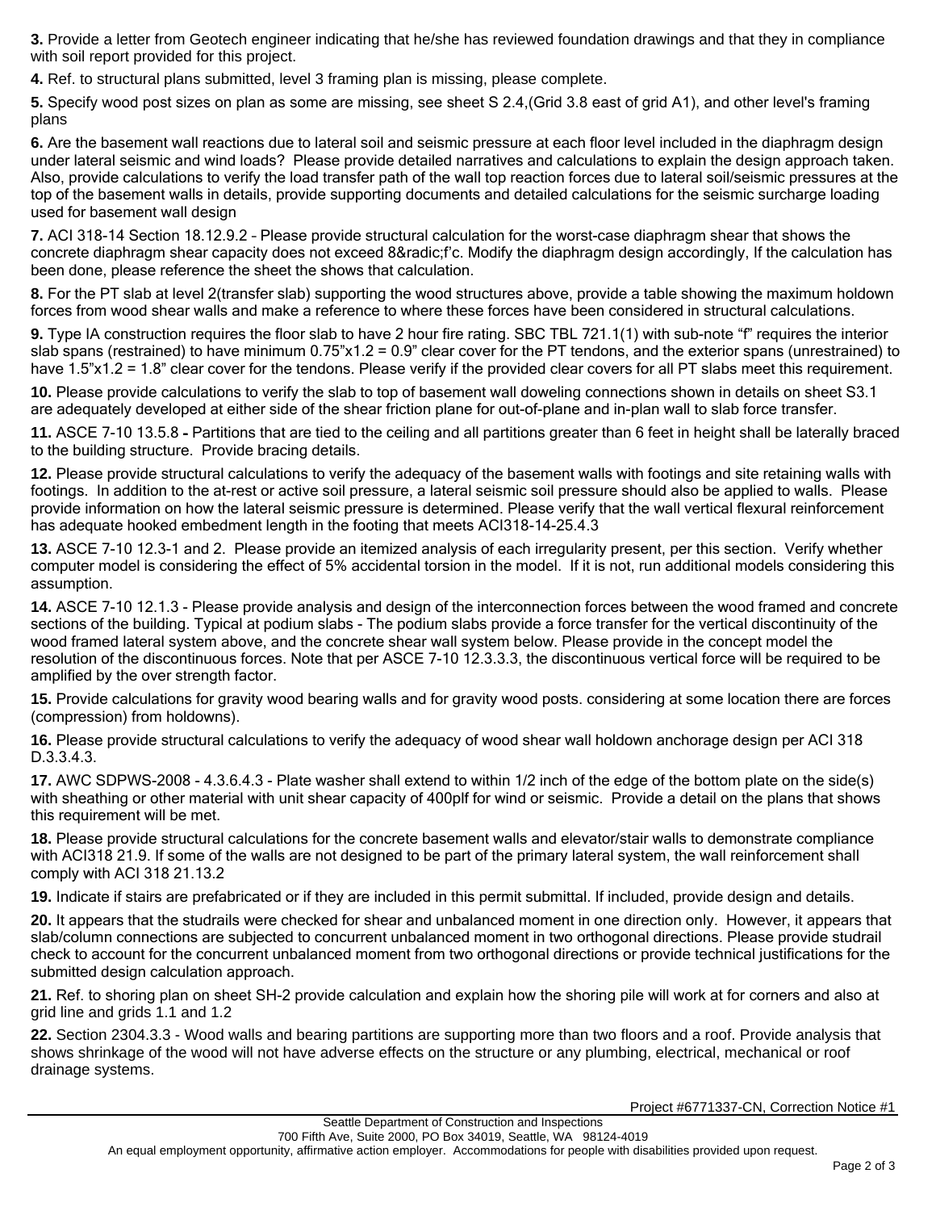**3.** Provide a letter from Geotech engineer indicating that he/she has reviewed foundation drawings and that they in compliance with soil report provided for this project.

**4.** Ref. to structural plans submitted, level 3 framing plan is missing, please complete.

**5.** Specify wood post sizes on plan as some are missing, see sheet S 2.4,(Grid 3.8 east of grid A1), and other level's framing plans

**6.** Are the basement wall reactions due to lateral soil and seismic pressure at each floor level included in the diaphragm design under lateral seismic and wind loads? Please provide detailed narratives and calculations to explain the design approach taken. Also, provide calculations to verify the load transfer path of the wall top reaction forces due to lateral soil/seismic pressures at the top of the basement walls in details, provide supporting documents and detailed calculations for the seismic surcharge loading used for basement wall design

**7.** ACI 318-14 Section 18.12.9.2 – Please provide structural calculation for the worst-case diaphragm shear that shows the concrete diaphragm shear capacity does not exceed 8&radic;f'c. Modify the diaphragm design accordingly, If the calculation has been done, please reference the sheet the shows that calculation.

**8.** For the PT slab at level 2(transfer slab) supporting the wood structures above, provide a table showing the maximum holdown forces from wood shear walls and make a reference to where these forces have been considered in structural calculations.

**9.** Type IA construction requires the floor slab to have 2 hour fire rating. SBC TBL 721.1(1) with sub-note "f" requires the interior slab spans (restrained) to have minimum 0.75"x1.2 = 0.9" clear cover for the PT tendons, and the exterior spans (unrestrained) to have 1.5"x1.2 = 1.8" clear cover for the tendons. Please verify if the provided clear covers for all PT slabs meet this requirement.

**10.** Please provide calculations to verify the slab to top of basement wall doweling connections shown in details on sheet S3.1 are adequately developed at either side of the shear friction plane for out-of-plane and in-plan wall to slab force transfer.

**11.** ASCE 7-10 13.5.8 **-** Partitions that are tied to the ceiling and all partitions greater than 6 feet in height shall be laterally braced to the building structure. Provide bracing details.

**12.** Please provide structural calculations to verify the adequacy of the basement walls with footings and site retaining walls with footings. In addition to the at-rest or active soil pressure, a lateral seismic soil pressure should also be applied to walls. Please provide information on how the lateral seismic pressure is determined. Please verify that the wall vertical flexural reinforcement has adequate hooked embedment length in the footing that meets ACI318-14-25.4.3

**13.** ASCE 7-10 12.3-1 and 2. Please provide an itemized analysis of each irregularity present, per this section. Verify whether computer model is considering the effect of 5% accidental torsion in the model. If it is not, run additional models considering this assumption.

**14.** ASCE 7-10 12.1.3 - Please provide analysis and design of the interconnection forces between the wood framed and concrete sections of the building. Typical at podium slabs - The podium slabs provide a force transfer for the vertical discontinuity of the wood framed lateral system above, and the concrete shear wall system below. Please provide in the concept model the resolution of the discontinuous forces. Note that per ASCE 7-10 12.3.3.3, the discontinuous vertical force will be required to be amplified by the over strength factor.

**15.** Provide calculations for gravity wood bearing walls and for gravity wood posts. considering at some location there are forces (compression) from holdowns).

**16.** Please provide structural calculations to verify the adequacy of wood shear wall holdown anchorage design per ACI 318 D.3.3.4.3.

**17.** AWC SDPWS-2008 - 4.3.6.4.3 - Plate washer shall extend to within 1/2 inch of the edge of the bottom plate on the side(s) with sheathing or other material with unit shear capacity of 400plf for wind or seismic. Provide a detail on the plans that shows this requirement will be met.

**18.** Please provide structural calculations for the concrete basement walls and elevator/stair walls to demonstrate compliance with ACI318 21.9. If some of the walls are not designed to be part of the primary lateral system, the wall reinforcement shall comply with ACI 318 21.13.2

**19.** Indicate if stairs are prefabricated or if they are included in this permit submittal. If included, provide design and details.

**20.** It appears that the studrails were checked for shear and unbalanced moment in one direction only. However, it appears that slab/column connections are subjected to concurrent unbalanced moment in two orthogonal directions. Please provide studrail check to account for the concurrent unbalanced moment from two orthogonal directions or provide technical justifications for the submitted design calculation approach.

**21.** Ref. to shoring plan on sheet SH-2 provide calculation and explain how the shoring pile will work at for corners and also at grid line and grids 1.1 and 1.2

**22.** Section 2304.3.3 - Wood walls and bearing partitions are supporting more than two floors and a roof. Provide analysis that shows shrinkage of the wood will not have adverse effects on the structure or any plumbing, electrical, mechanical or roof drainage systems.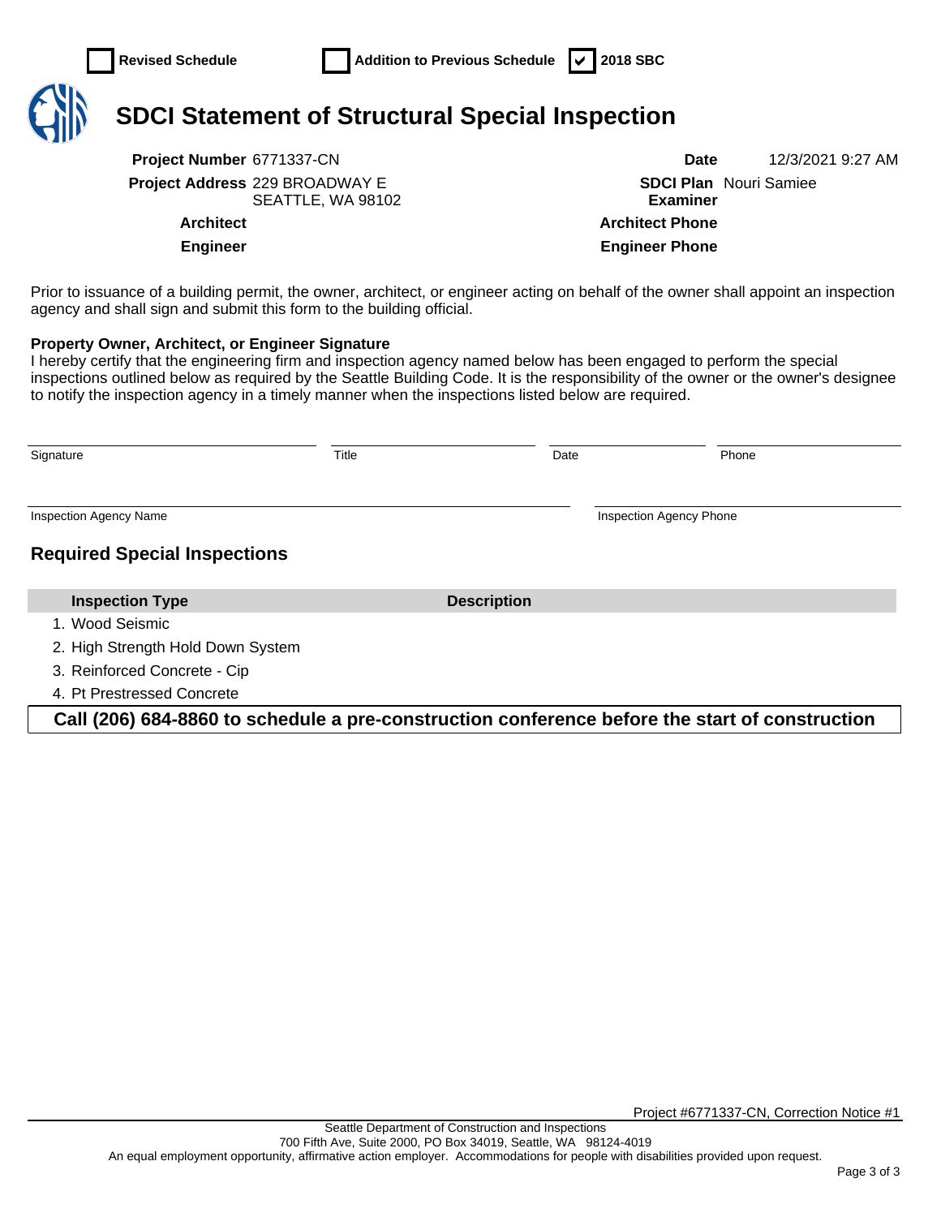☐ Revised Schedule ☐ Addition to Previous Schedule ☑ 2018 SBC

# SDCI Statement of Structural Special Inspection

| | | | |
|---|---|---|---|
| **Project Number** | 6771337-CN | **Date** | 12/3/2021 9:27 AM |
| **Project Address** | 229 BROADWAY E<br>SEATTLE, WA 98102 | **SDCI Plan Examiner** | Nouri Samiee |
| **Architect** | | **Architect Phone** | |
| **Engineer** | | **Engineer Phone** | |

Prior to issuance of a building permit, the owner, architect, or engineer acting on behalf of the owner shall appoint an inspection agency and shall sign and submit this form to the building official.

**Property Owner, Architect, or Engineer Signature**

I hereby certify that the engineering firm and inspection agency named below has been engaged to perform the special inspections outlined below as required by the Seattle Building Code. It is the responsibility of the owner or the owner's designee to notify the inspection agency in a timely manner when the inspections listed below are required.

| Signature | Title | Date | Phone |
|---|---|---|---|
| | | | |

| Inspection Agency Name | Inspection Agency Phone |
|---|---|
| | |

## Required Special Inspections

| Inspection Type | Description |
|---|---|
| 1. Wood Seismic | |
| 2. High Strength Hold Down System | |
| 3. Reinforced Concrete - Cip | |
| 4. Pt Prestressed Concrete | |

**Call (206) 684-8860 to schedule a pre-construction conference before the start of construction**

Project #6771337-CN, Correction Notice #1

Seattle Department of Construction and Inspections
700 Fifth Ave, Suite 2000, PO Box 34019, Seattle, WA 98124-4019
An equal employment opportunity, affirmative action employer. Accommodations for people with disabilities provided upon request.